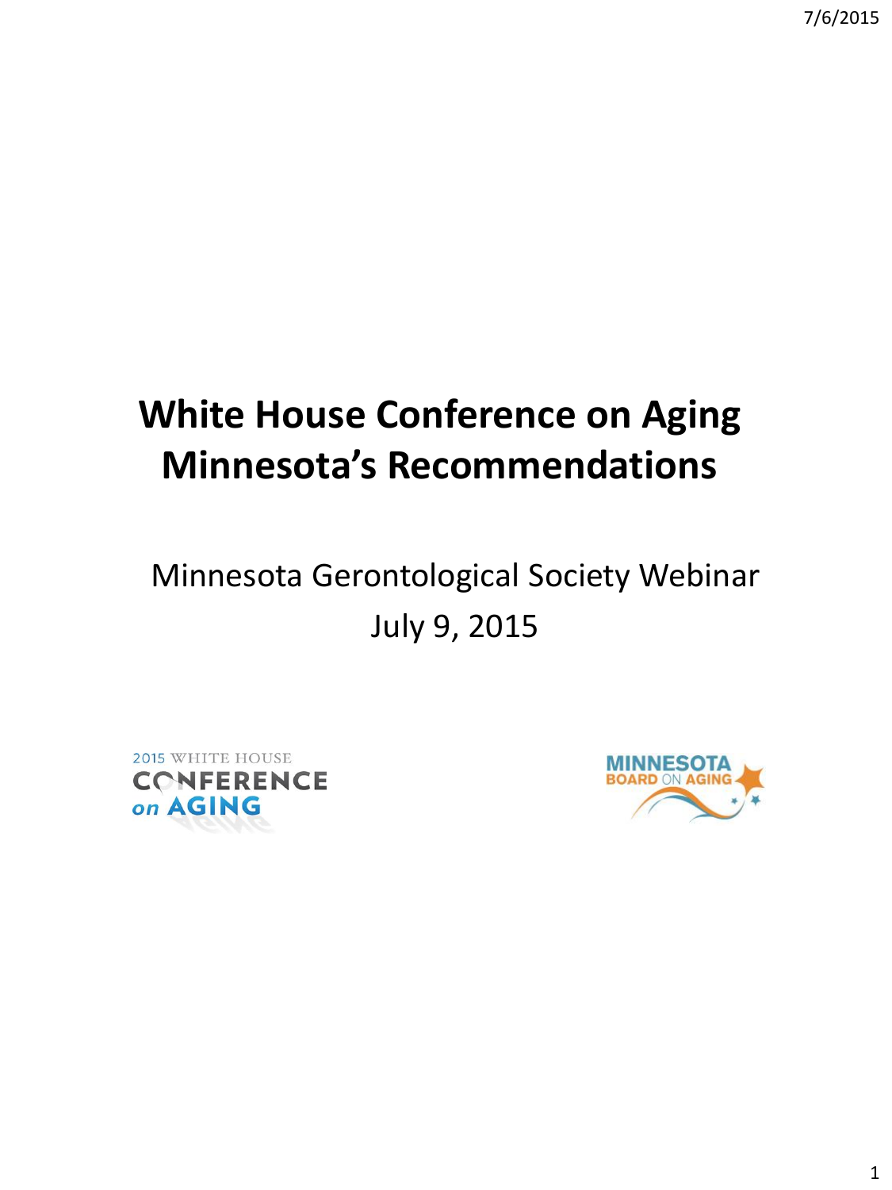# White House Conference on Aging Minnesota's Recommendations

Minnesota Gerontological Society Webinar

July 9, 2015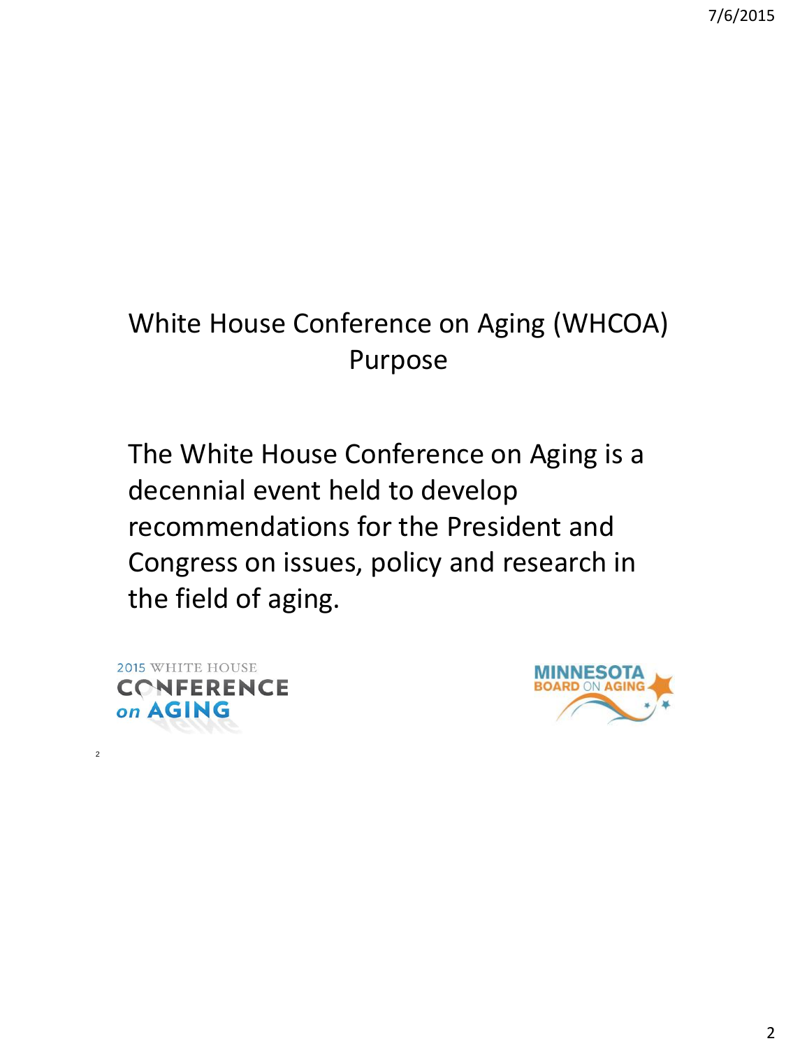# White House Conference on Aging (WHCOA) Purpose

The White House Conference on Aging is a decennial event held to develop recommendations for the President and Congress on issues, policy and research in the field of aging.

2015 WHITE HOUSE CONFERENCE on AGING

MINNESOTA BOARD ON AGING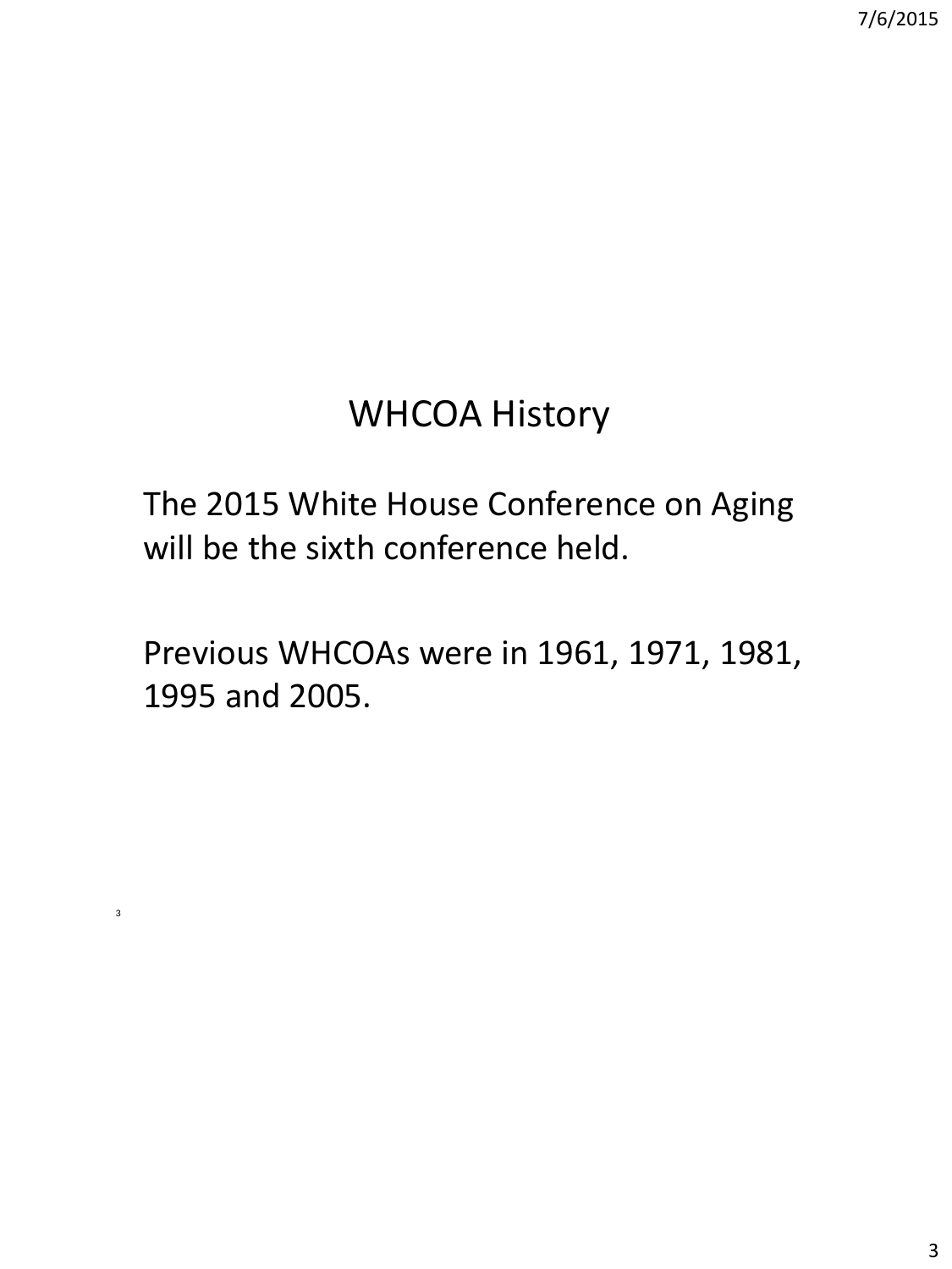# WHCOA History

The 2015 White House Conference on Aging will be the sixth conference held.

Previous WHCOAs were in 1961, 1971, 1981, 1995 and 2005.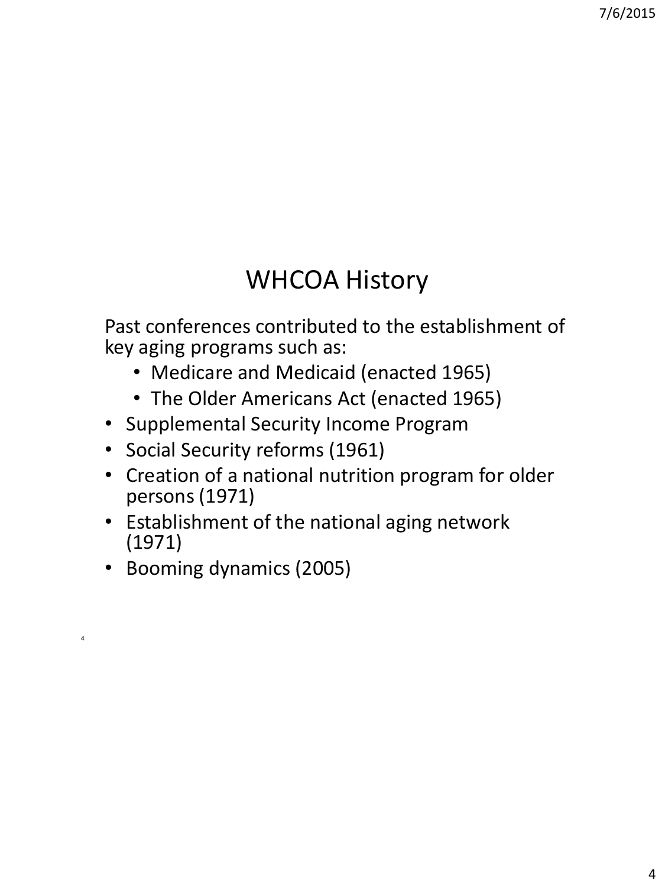# WHCOA History

Past conferences contributed to the establishment of key aging programs such as:

  - Medicare and Medicaid (enacted 1965)
  - The Older Americans Act (enacted 1965)
- Supplemental Security Income Program
- Social Security reforms (1961)
- Creation of a national nutrition program for older persons (1971)
- Establishment of the national aging network (1971)
- Booming dynamics (2005)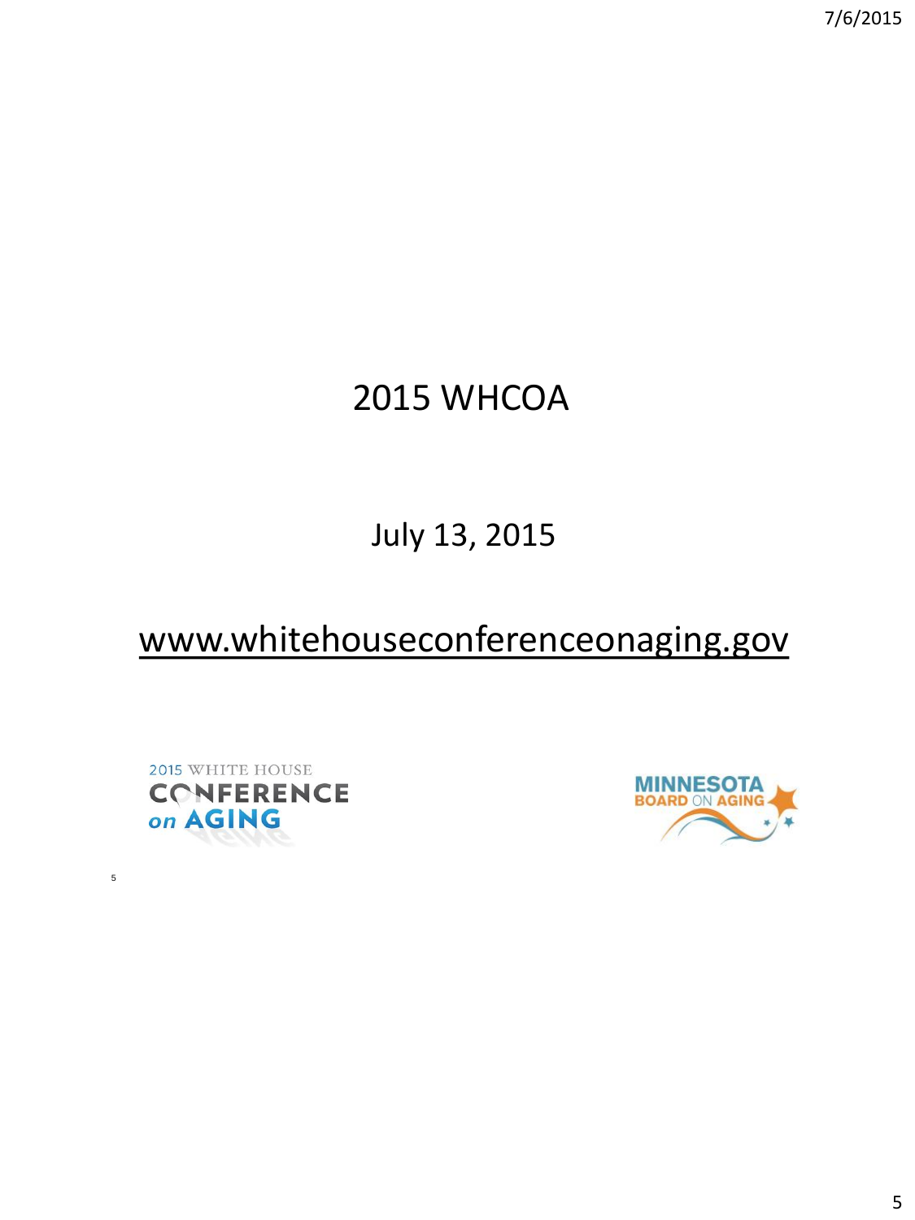# 2015 WHCOA

July 13, 2015

www.whitehouseconferenceonaging.gov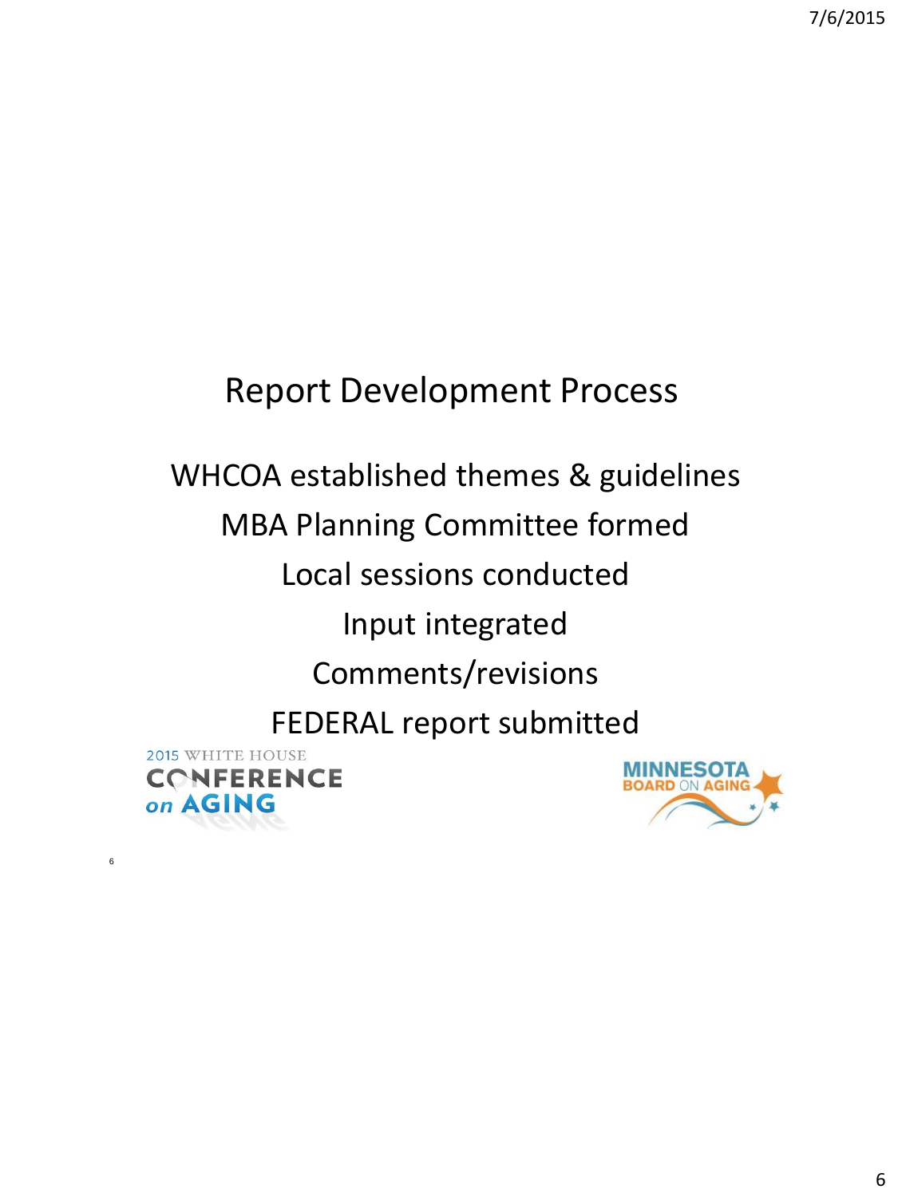# Report Development Process

WHCOA established themes & guidelines

MBA Planning Committee formed

Local sessions conducted

Input integrated

Comments/revisions

FEDERAL report submitted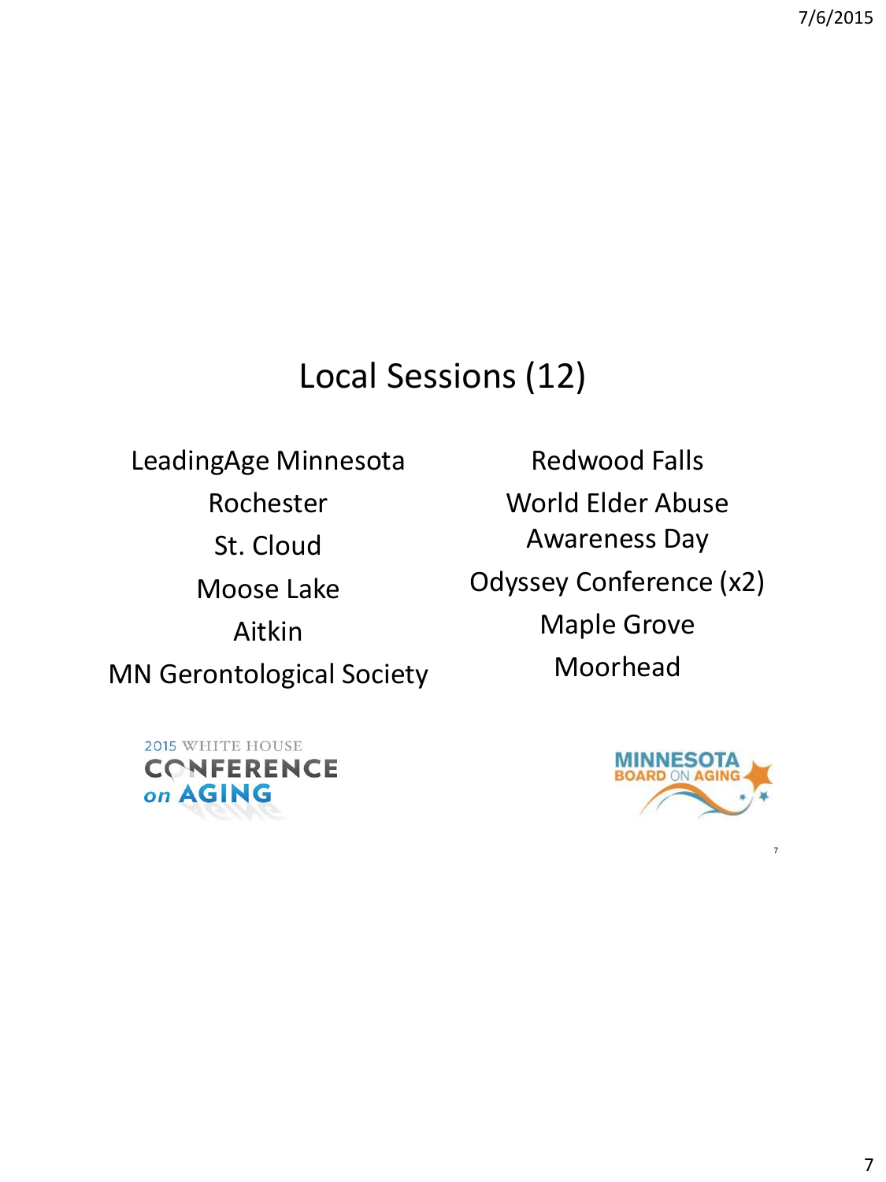# Local Sessions (12)

- LeadingAge Minnesota
- Rochester
- St. Cloud
- Moose Lake
- Aitkin
- MN Gerontological Society
- Redwood Falls
- World Elder Abuse Awareness Day
- Odyssey Conference (x2)
- Maple Grove
- Moorhead

2015 WHITE HOUSE CONFERENCE on AGING

MINNESOTA BOARD ON AGING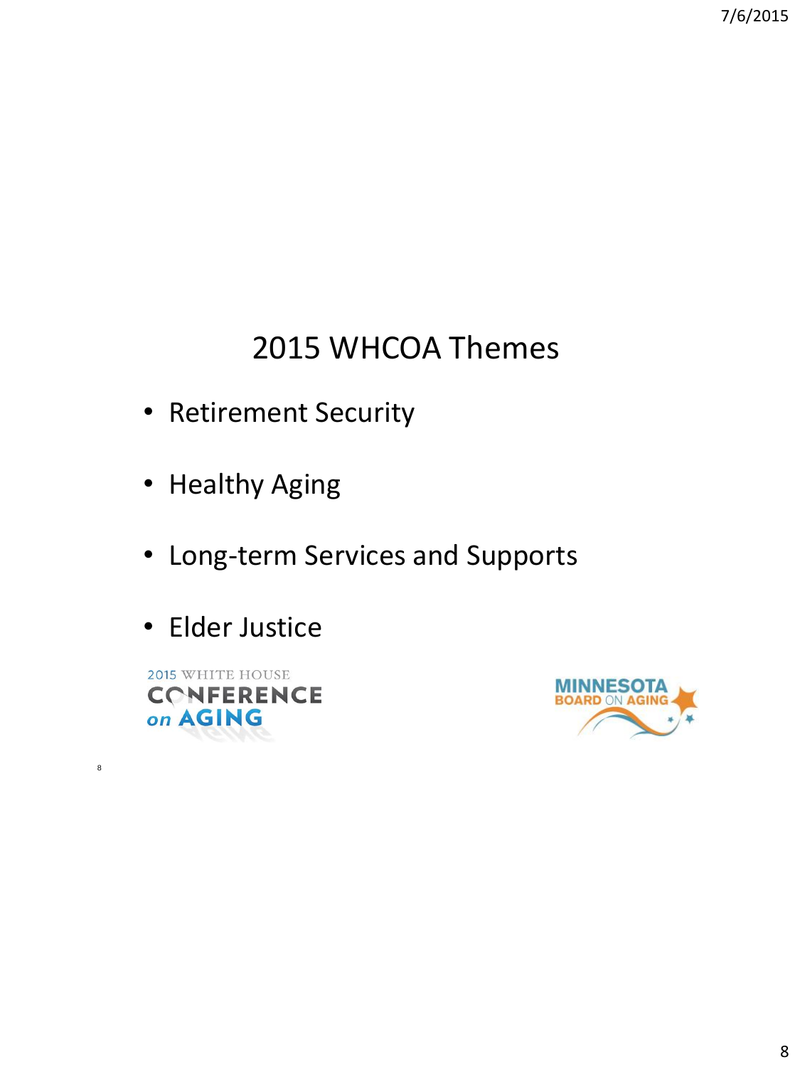# 2015 WHCOA Themes

- Retirement Security
- Healthy Aging
- Long-term Services and Supports
- Elder Justice

2015 WHITE HOUSE CONFERENCE on AGING

MINNESOTA BOARD ON AGING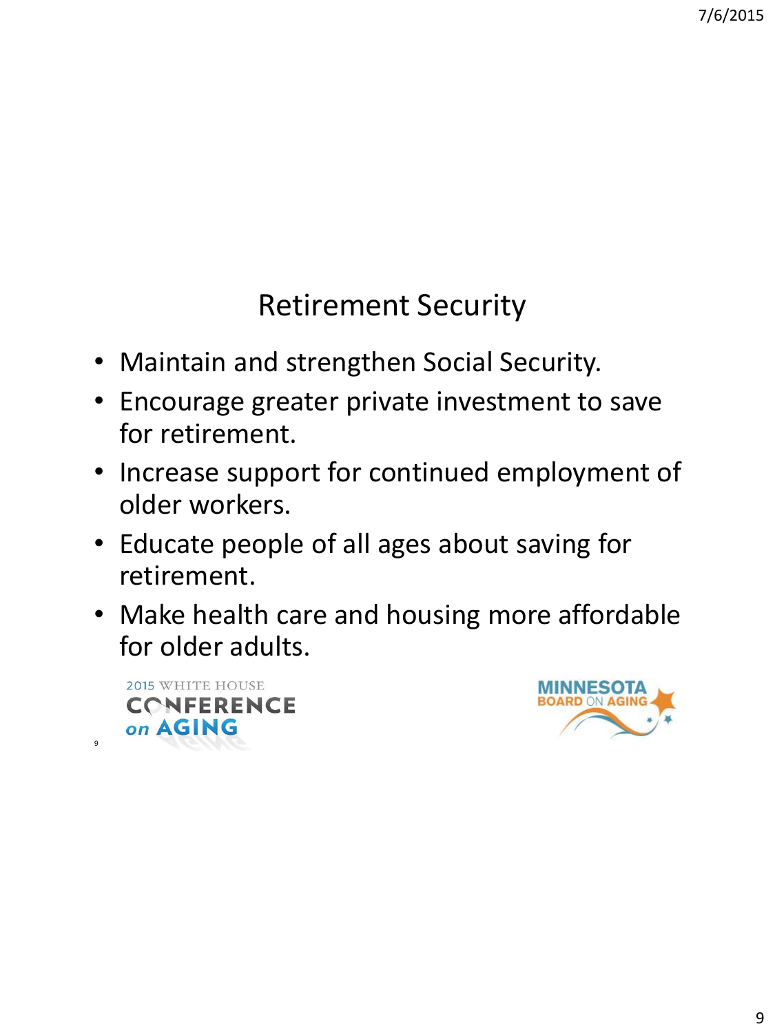## Retirement Security

- Maintain and strengthen Social Security.
- Encourage greater private investment to save for retirement.
- Increase support for continued employment of older workers.
- Educate people of all ages about saving for retirement.
- Make health care and housing more affordable for older adults.

2015 WHITE HOUSE CONFERENCE on AGING

MINNESOTA BOARD ON AGING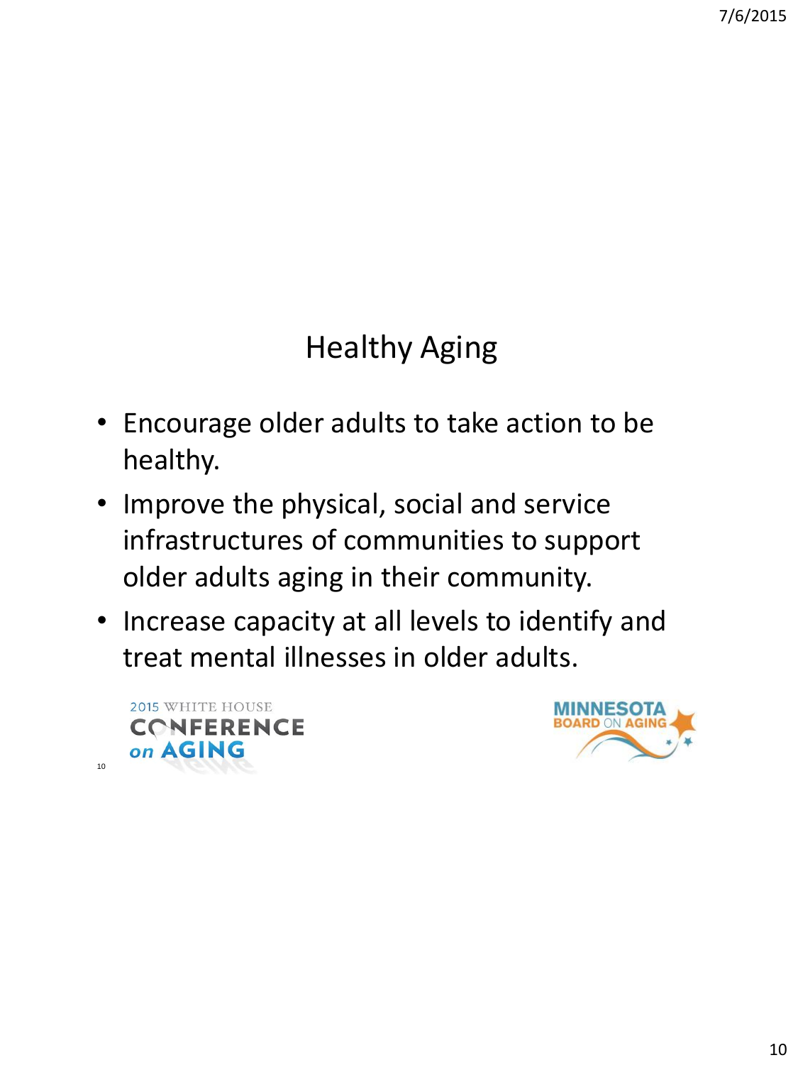# Healthy Aging

- Encourage older adults to take action to be healthy.
- Improve the physical, social and service infrastructures of communities to support older adults aging in their community.
- Increase capacity at all levels to identify and treat mental illnesses in older adults.

2015 WHITE HOUSE CONFERENCE on AGING

MINNESOTA BOARD ON AGING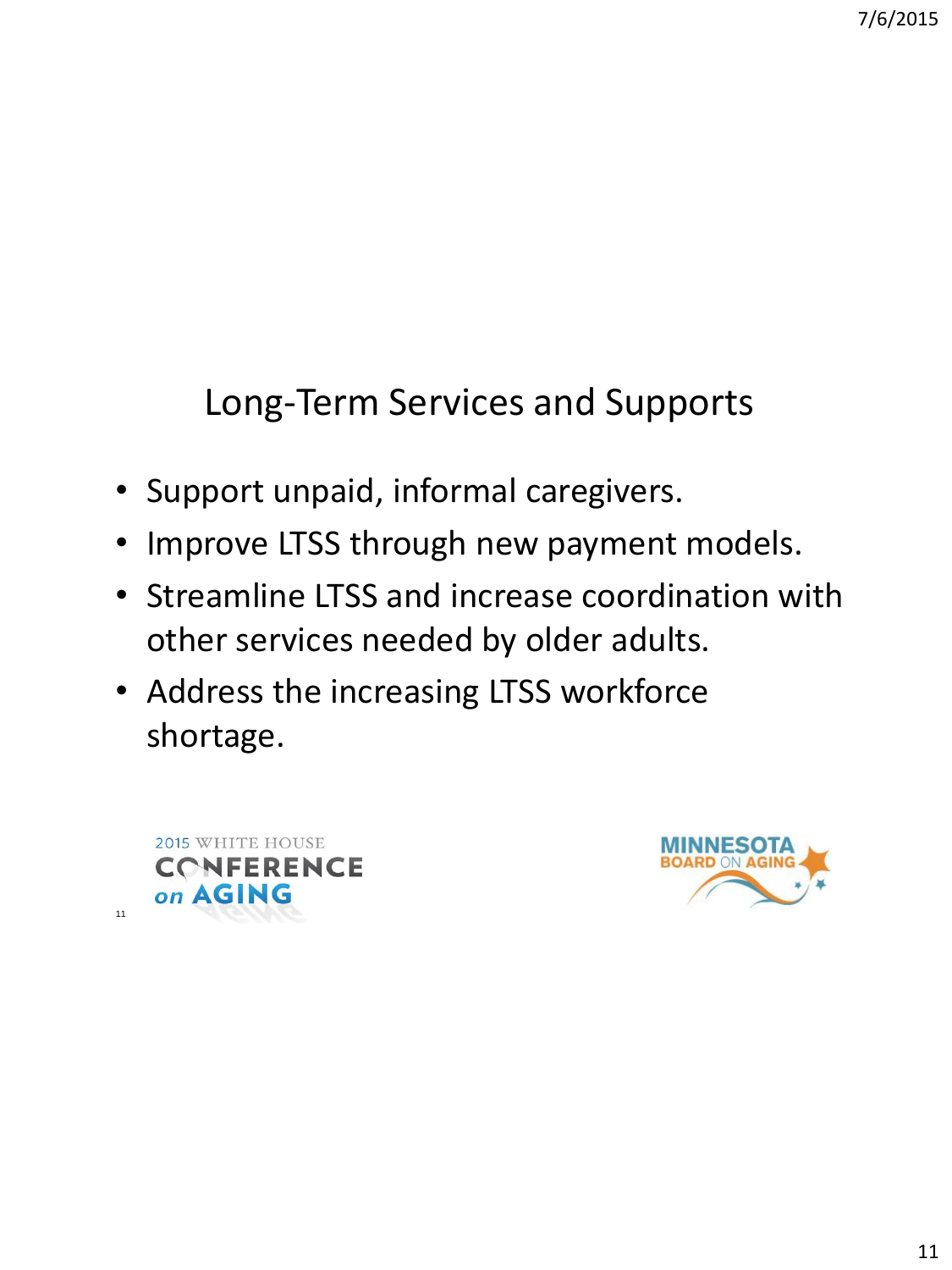## Long-Term Services and Supports

- Support unpaid, informal caregivers.
- Improve LTSS through new payment models.
- Streamline LTSS and increase coordination with other services needed by older adults.
- Address the increasing LTSS workforce shortage.

2015 WHITE HOUSE CONFERENCE on AGING

MINNESOTA BOARD ON AGING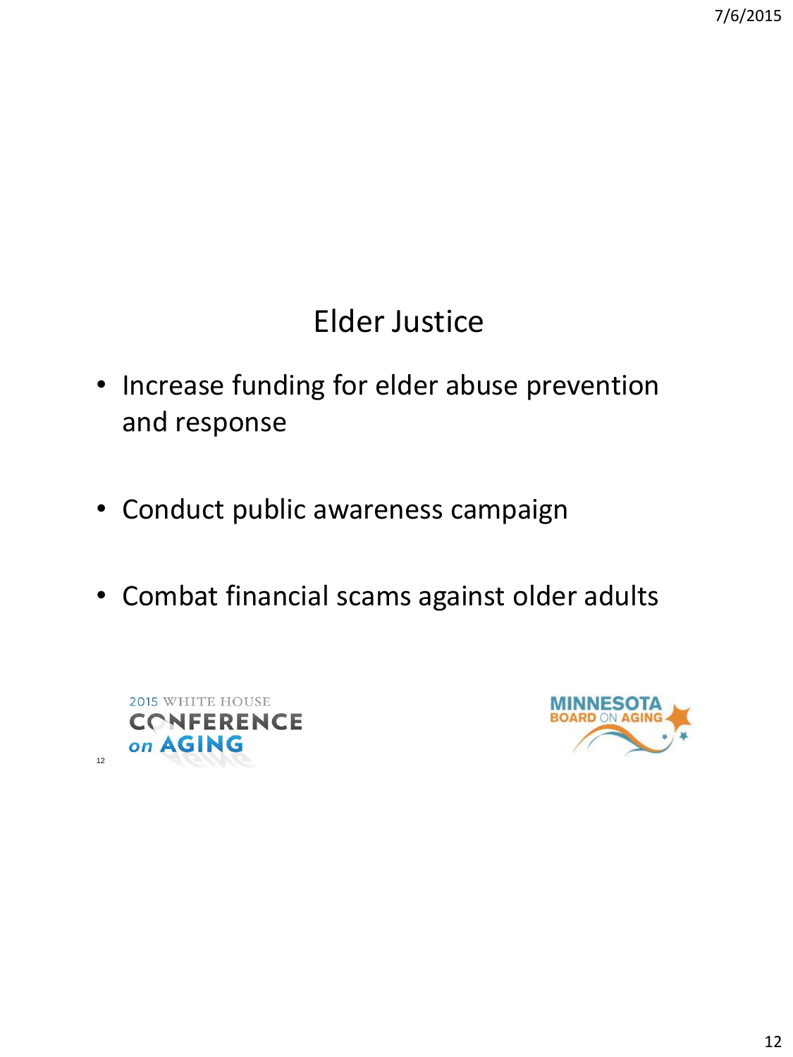# Elder Justice

- Increase funding for elder abuse prevention and response
- Conduct public awareness campaign
- Combat financial scams against older adults

2015 WHITE HOUSE CONFERENCE on AGING

MINNESOTA BOARD ON AGING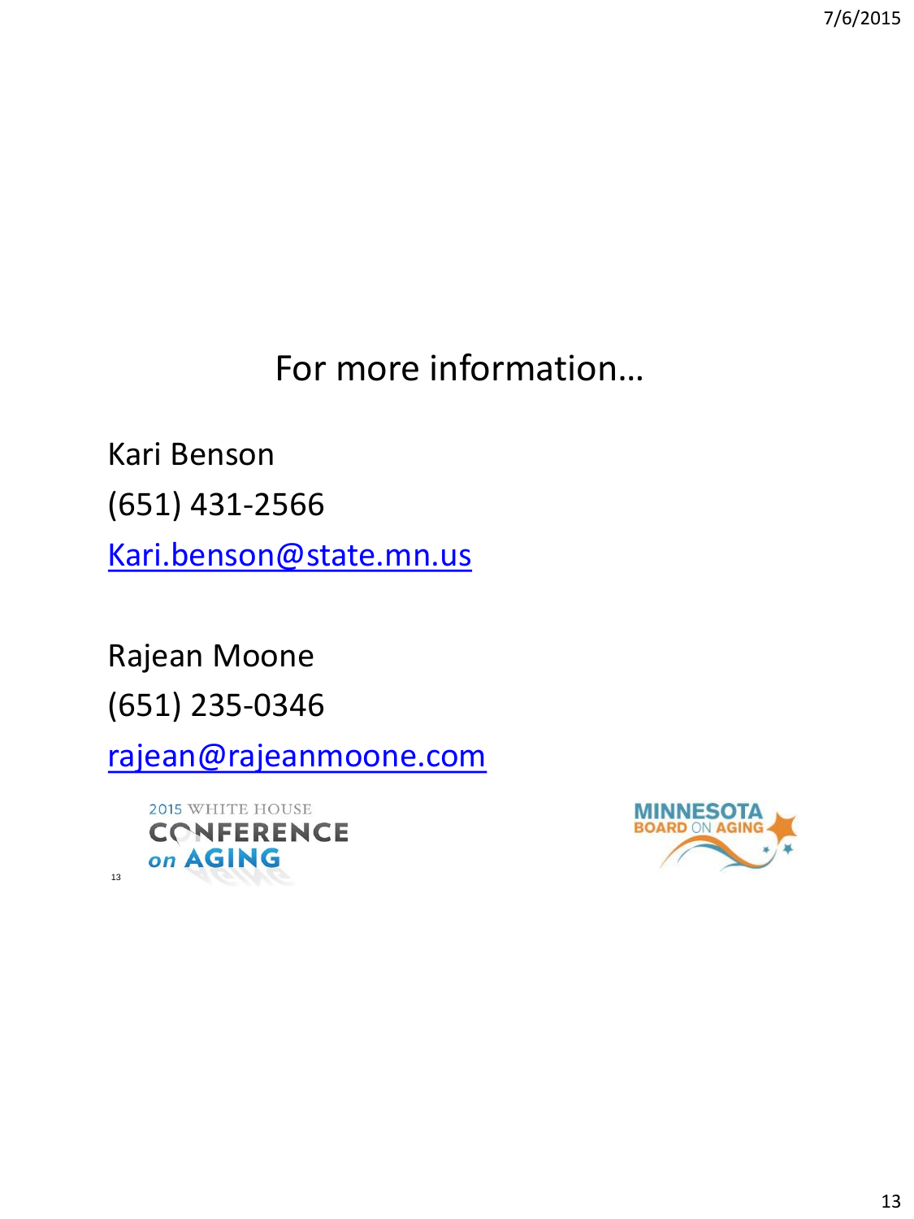## For more information…

Kari Benson

(651) 431-2566

Kari.benson@state.mn.us

Rajean Moone

(651) 235-0346

rajean@rajeanmoone.com

2015 WHITE HOUSE CONFERENCE on AGING

MINNESOTA BOARD ON AGING